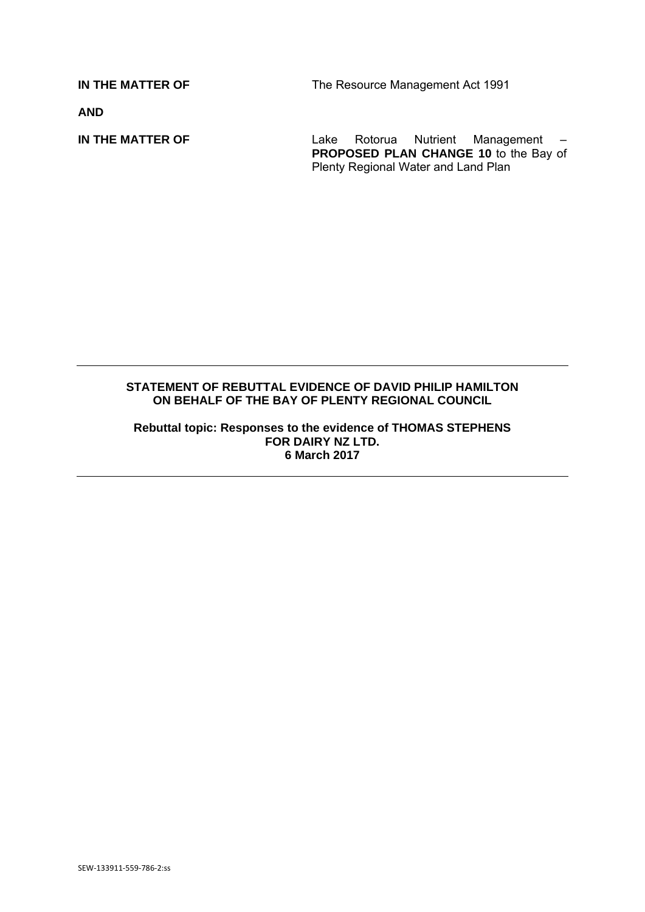**IN THE MATTER OF** The Resource Management Act 1991

**AND**

**IN THE MATTER OF** Lake Rotorua Nutrient Management – **PROPOSED PLAN CHANGE 10** to the Bay of Plenty Regional Water and Land Plan

---

**STATEMENT OF REBUTTAL EVIDENCE OF DAVID PHILIP HAMILTON ON BEHALF OF THE BAY OF PLENTY REGIONAL COUNCIL**

**Rebuttal topic: Responses to the evidence of THOMAS STEPHENS FOR DAIRY NZ LTD.**
**6 March 2017**

---

SEW-133911-559-786-2:ss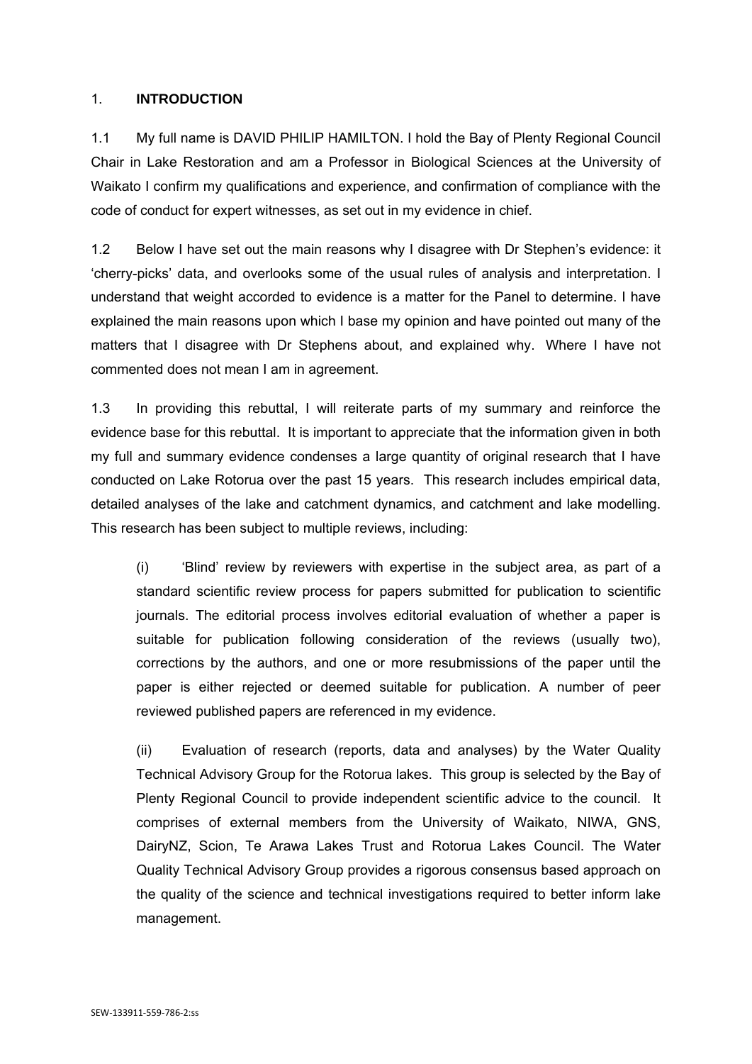## 1. **INTRODUCTION**

1.1 My full name is DAVID PHILIP HAMILTON. I hold the Bay of Plenty Regional Council Chair in Lake Restoration and am a Professor in Biological Sciences at the University of Waikato I confirm my qualifications and experience, and confirmation of compliance with the code of conduct for expert witnesses, as set out in my evidence in chief.

1.2 Below I have set out the main reasons why I disagree with Dr Stephen's evidence: it 'cherry-picks' data, and overlooks some of the usual rules of analysis and interpretation. I understand that weight accorded to evidence is a matter for the Panel to determine. I have explained the main reasons upon which I base my opinion and have pointed out many of the matters that I disagree with Dr Stephens about, and explained why. Where I have not commented does not mean I am in agreement.

1.3 In providing this rebuttal, I will reiterate parts of my summary and reinforce the evidence base for this rebuttal. It is important to appreciate that the information given in both my full and summary evidence condenses a large quantity of original research that I have conducted on Lake Rotorua over the past 15 years. This research includes empirical data, detailed analyses of the lake and catchment dynamics, and catchment and lake modelling. This research has been subject to multiple reviews, including:

(i) 'Blind' review by reviewers with expertise in the subject area, as part of a standard scientific review process for papers submitted for publication to scientific journals. The editorial process involves editorial evaluation of whether a paper is suitable for publication following consideration of the reviews (usually two), corrections by the authors, and one or more resubmissions of the paper until the paper is either rejected or deemed suitable for publication. A number of peer reviewed published papers are referenced in my evidence.

(ii) Evaluation of research (reports, data and analyses) by the Water Quality Technical Advisory Group for the Rotorua lakes. This group is selected by the Bay of Plenty Regional Council to provide independent scientific advice to the council. It comprises of external members from the University of Waikato, NIWA, GNS, DairyNZ, Scion, Te Arawa Lakes Trust and Rotorua Lakes Council. The Water Quality Technical Advisory Group provides a rigorous consensus based approach on the quality of the science and technical investigations required to better inform lake management.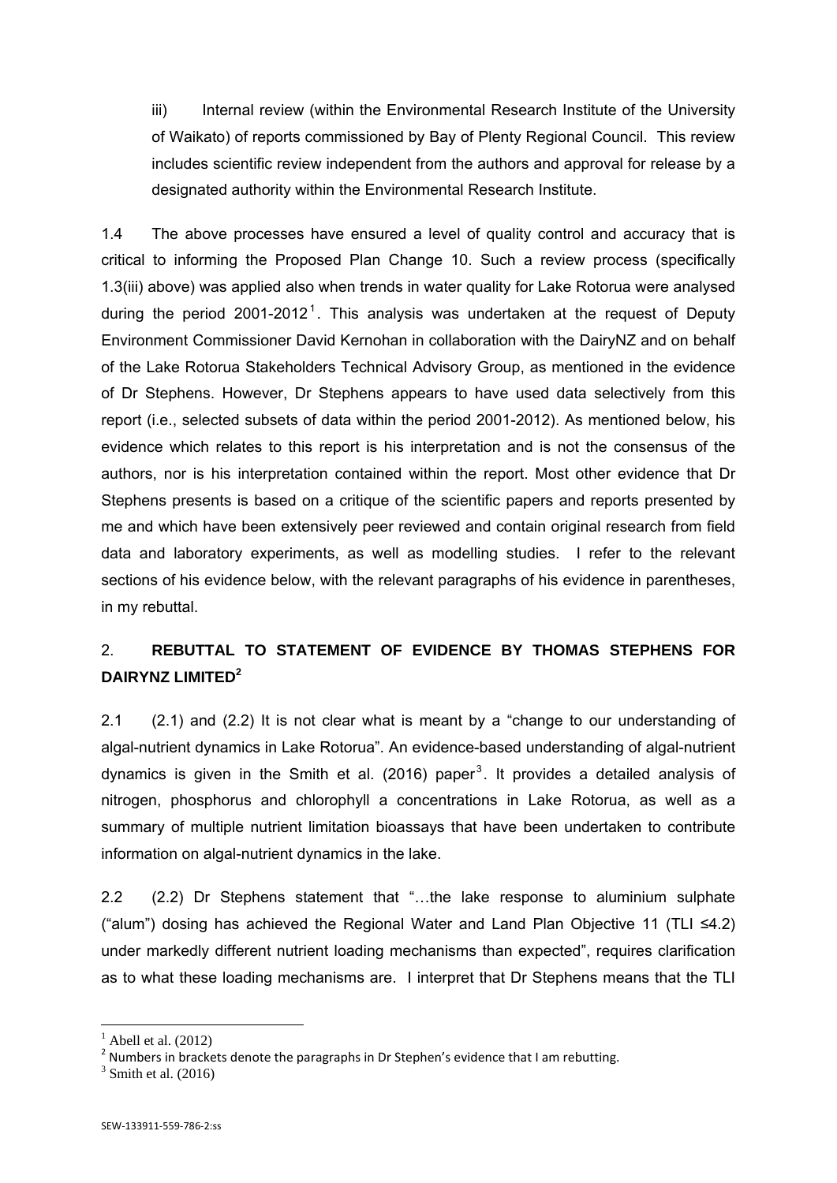iii) Internal review (within the Environmental Research Institute of the University of Waikato) of reports commissioned by Bay of Plenty Regional Council. This review includes scientific review independent from the authors and approval for release by a designated authority within the Environmental Research Institute.

1.4 The above processes have ensured a level of quality control and accuracy that is critical to informing the Proposed Plan Change 10. Such a review process (specifically 1.3(iii) above) was applied also when trends in water quality for Lake Rotorua were analysed during the period 2001-2012[1]. This analysis was undertaken at the request of Deputy Environment Commissioner David Kernohan in collaboration with the DairyNZ and on behalf of the Lake Rotorua Stakeholders Technical Advisory Group, as mentioned in the evidence of Dr Stephens. However, Dr Stephens appears to have used data selectively from this report (i.e., selected subsets of data within the period 2001-2012). As mentioned below, his evidence which relates to this report is his interpretation and is not the consensus of the authors, nor is his interpretation contained within the report. Most other evidence that Dr Stephens presents is based on a critique of the scientific papers and reports presented by me and which have been extensively peer reviewed and contain original research from field data and laboratory experiments, as well as modelling studies. I refer to the relevant sections of his evidence below, with the relevant paragraphs of his evidence in parentheses, in my rebuttal.

## 2. REBUTTAL TO STATEMENT OF EVIDENCE BY THOMAS STEPHENS FOR DAIRYNZ LIMITED[2]

2.1 (2.1) and (2.2) It is not clear what is meant by a "change to our understanding of algal-nutrient dynamics in Lake Rotorua". An evidence-based understanding of algal-nutrient dynamics is given in the Smith et al. (2016) paper[3]. It provides a detailed analysis of nitrogen, phosphorus and chlorophyll a concentrations in Lake Rotorua, as well as a summary of multiple nutrient limitation bioassays that have been undertaken to contribute information on algal-nutrient dynamics in the lake.

2.2 (2.2) Dr Stephens statement that "…the lake response to aluminium sulphate ("alum") dosing has achieved the Regional Water and Land Plan Objective 11 (TLI ≤4.2) under markedly different nutrient loading mechanisms than expected", requires clarification as to what these loading mechanisms are. I interpret that Dr Stephens means that the TLI

---

[1] Abell et al. (2012)

[2] Numbers in brackets denote the paragraphs in Dr Stephen's evidence that I am rebutting.

[3] Smith et al. (2016)

SEW-133911-559-786-2:ss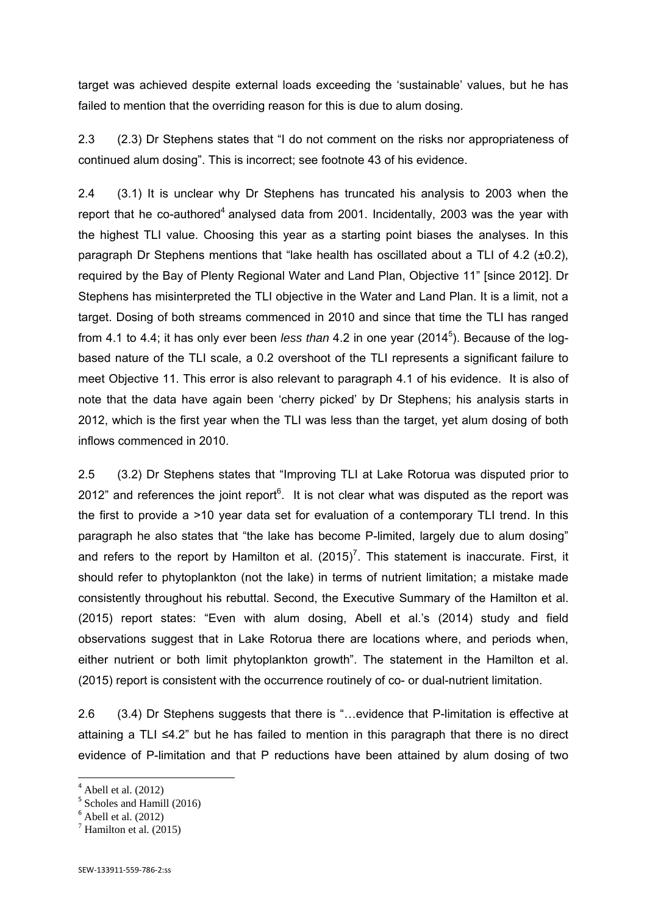target was achieved despite external loads exceeding the 'sustainable' values, but he has failed to mention that the overriding reason for this is due to alum dosing.

2.3 (2.3) Dr Stephens states that "I do not comment on the risks nor appropriateness of continued alum dosing". This is incorrect; see footnote 43 of his evidence.

2.4 (3.1) It is unclear why Dr Stephens has truncated his analysis to 2003 when the report that he co-authored[4] analysed data from 2001. Incidentally, 2003 was the year with the highest TLI value. Choosing this year as a starting point biases the analyses. In this paragraph Dr Stephens mentions that "lake health has oscillated about a TLI of 4.2 (±0.2), required by the Bay of Plenty Regional Water and Land Plan, Objective 11" [since 2012]. Dr Stephens has misinterpreted the TLI objective in the Water and Land Plan. It is a limit, not a target. Dosing of both streams commenced in 2010 and since that time the TLI has ranged from 4.1 to 4.4; it has only ever been *less than* 4.2 in one year (2014[5]). Because of the log-based nature of the TLI scale, a 0.2 overshoot of the TLI represents a significant failure to meet Objective 11. This error is also relevant to paragraph 4.1 of his evidence. It is also of note that the data have again been 'cherry picked' by Dr Stephens; his analysis starts in 2012, which is the first year when the TLI was less than the target, yet alum dosing of both inflows commenced in 2010.

2.5 (3.2) Dr Stephens states that "Improving TLI at Lake Rotorua was disputed prior to 2012" and references the joint report[6]. It is not clear what was disputed as the report was the first to provide a >10 year data set for evaluation of a contemporary TLI trend. In this paragraph he also states that "the lake has become P-limited, largely due to alum dosing" and refers to the report by Hamilton et al. (2015)[7]. This statement is inaccurate. First, it should refer to phytoplankton (not the lake) in terms of nutrient limitation; a mistake made consistently throughout his rebuttal. Second, the Executive Summary of the Hamilton et al. (2015) report states: "Even with alum dosing, Abell et al.'s (2014) study and field observations suggest that in Lake Rotorua there are locations where, and periods when, either nutrient or both limit phytoplankton growth". The statement in the Hamilton et al. (2015) report is consistent with the occurrence routinely of co- or dual-nutrient limitation.

2.6 (3.4) Dr Stephens suggests that there is "…evidence that P-limitation is effective at attaining a TLI ≤4.2" but he has failed to mention in this paragraph that there is no direct evidence of P-limitation and that P reductions have been attained by alum dosing of two

[4] Abell et al. (2012)
[5] Scholes and Hamill (2016)
[6] Abell et al. (2012)
[7] Hamilton et al. (2015)

SEW-133911-559-786-2:ss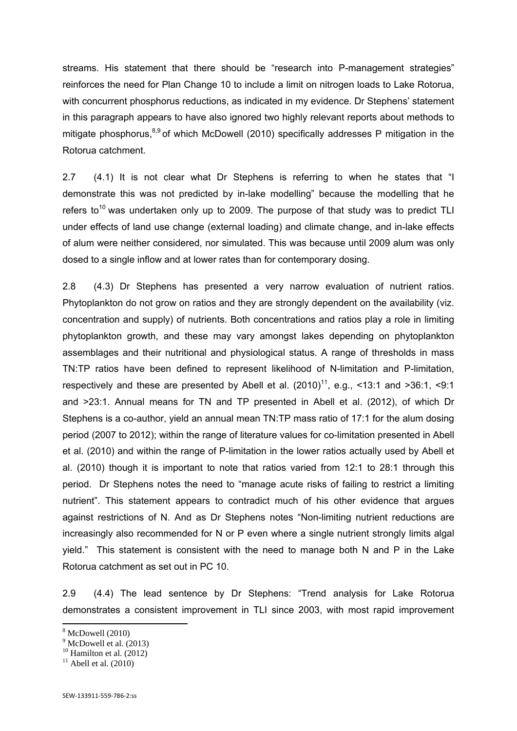streams. His statement that there should be "research into P-management strategies" reinforces the need for Plan Change 10 to include a limit on nitrogen loads to Lake Rotorua, with concurrent phosphorus reductions, as indicated in my evidence. Dr Stephens' statement in this paragraph appears to have also ignored two highly relevant reports about methods to mitigate phosphorus,[8,9] of which McDowell (2010) specifically addresses P mitigation in the Rotorua catchment.

2.7 (4.1) It is not clear what Dr Stephens is referring to when he states that "I demonstrate this was not predicted by in-lake modelling" because the modelling that he refers to[10] was undertaken only up to 2009. The purpose of that study was to predict TLI under effects of land use change (external loading) and climate change, and in-lake effects of alum were neither considered, nor simulated. This was because until 2009 alum was only dosed to a single inflow and at lower rates than for contemporary dosing.

2.8 (4.3) Dr Stephens has presented a very narrow evaluation of nutrient ratios. Phytoplankton do not grow on ratios and they are strongly dependent on the availability (viz. concentration and supply) of nutrients. Both concentrations and ratios play a role in limiting phytoplankton growth, and these may vary amongst lakes depending on phytoplankton assemblages and their nutritional and physiological status. A range of thresholds in mass TN:TP ratios have been defined to represent likelihood of N-limitation and P-limitation, respectively and these are presented by Abell et al. (2010)[11], e.g., <13:1 and >36:1, <9:1 and >23:1. Annual means for TN and TP presented in Abell et al. (2012), of which Dr Stephens is a co-author, yield an annual mean TN:TP mass ratio of 17:1 for the alum dosing period (2007 to 2012); within the range of literature values for co-limitation presented in Abell et al. (2010) and within the range of P-limitation in the lower ratios actually used by Abell et al. (2010) though it is important to note that ratios varied from 12:1 to 28:1 through this period. Dr Stephens notes the need to "manage acute risks of failing to restrict a limiting nutrient". This statement appears to contradict much of his other evidence that argues against restrictions of N. And as Dr Stephens notes "Non-limiting nutrient reductions are increasingly also recommended for N or P even where a single nutrient strongly limits algal yield." This statement is consistent with the need to manage both N and P in the Lake Rotorua catchment as set out in PC 10.

2.9 (4.4) The lead sentence by Dr Stephens: "Trend analysis for Lake Rotorua demonstrates a consistent improvement in TLI since 2003, with most rapid improvement

---

[8] McDowell (2010)
[9] McDowell et al. (2013)
[10] Hamilton et al. (2012)
[11] Abell et al. (2010)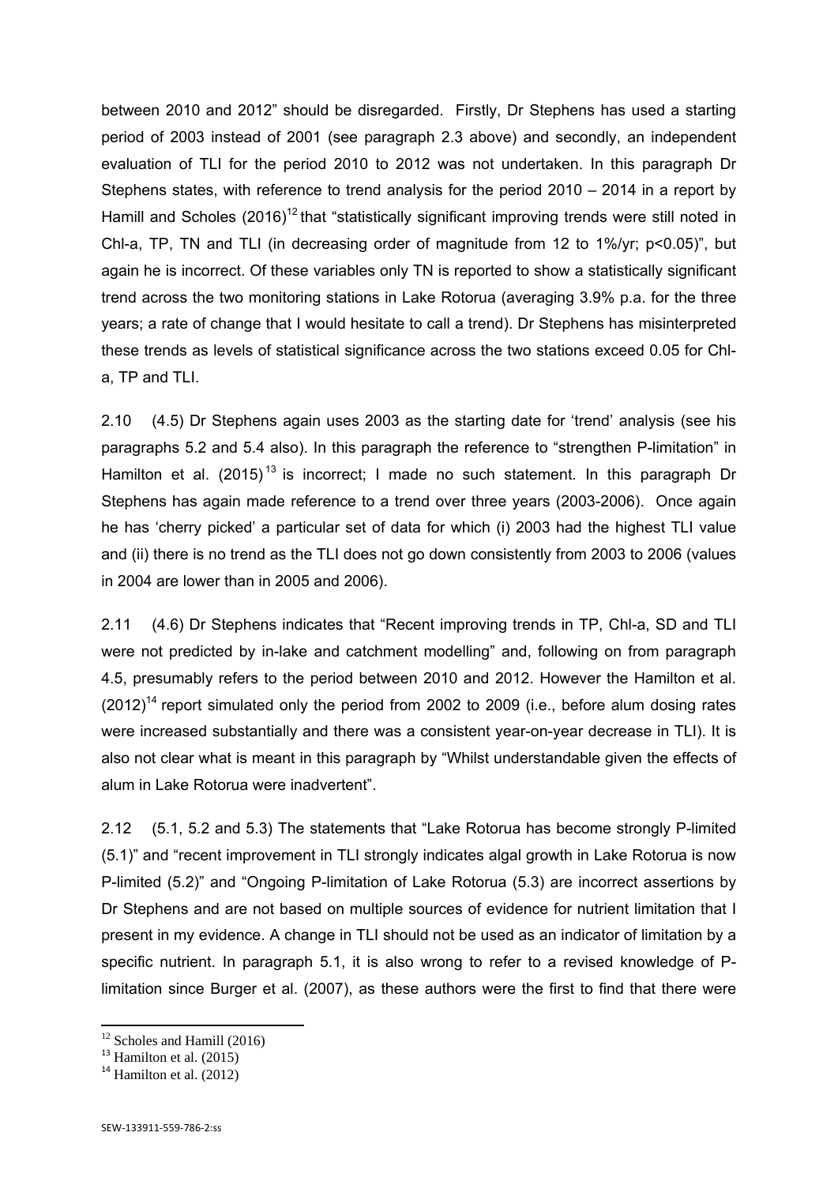between 2010 and 2012" should be disregarded. Firstly, Dr Stephens has used a starting period of 2003 instead of 2001 (see paragraph 2.3 above) and secondly, an independent evaluation of TLI for the period 2010 to 2012 was not undertaken. In this paragraph Dr Stephens states, with reference to trend analysis for the period 2010 – 2014 in a report by Hamill and Scholes (2016)[12] that "statistically significant improving trends were still noted in Chl-a, TP, TN and TLI (in decreasing order of magnitude from 12 to 1%/yr; $p<0.05$)", but again he is incorrect. Of these variables only TN is reported to show a statistically significant trend across the two monitoring stations in Lake Rotorua (averaging 3.9% p.a. for the three years; a rate of change that I would hesitate to call a trend). Dr Stephens has misinterpreted these trends as levels of statistical significance across the two stations exceed 0.05 for Chl-a, TP and TLI.

2.10 (4.5) Dr Stephens again uses 2003 as the starting date for 'trend' analysis (see his paragraphs 5.2 and 5.4 also). In this paragraph the reference to "strengthen P-limitation" in Hamilton et al. (2015)[13] is incorrect; I made no such statement. In this paragraph Dr Stephens has again made reference to a trend over three years (2003-2006). Once again he has 'cherry picked' a particular set of data for which (i) 2003 had the highest TLI value and (ii) there is no trend as the TLI does not go down consistently from 2003 to 2006 (values in 2004 are lower than in 2005 and 2006).

2.11 (4.6) Dr Stephens indicates that "Recent improving trends in TP, Chl-a, SD and TLI were not predicted by in-lake and catchment modelling" and, following on from paragraph 4.5, presumably refers to the period between 2010 and 2012. However the Hamilton et al. (2012)[14] report simulated only the period from 2002 to 2009 (i.e., before alum dosing rates were increased substantially and there was a consistent year-on-year decrease in TLI). It is also not clear what is meant in this paragraph by "Whilst understandable given the effects of alum in Lake Rotorua were inadvertent".

2.12 (5.1, 5.2 and 5.3) The statements that "Lake Rotorua has become strongly P-limited (5.1)" and "recent improvement in TLI strongly indicates algal growth in Lake Rotorua is now P-limited (5.2)" and "Ongoing P-limitation of Lake Rotorua (5.3) are incorrect assertions by Dr Stephens and are not based on multiple sources of evidence for nutrient limitation that I present in my evidence. A change in TLI should not be used as an indicator of limitation by a specific nutrient. In paragraph 5.1, it is also wrong to refer to a revised knowledge of P-limitation since Burger et al. (2007), as these authors were the first to find that there were

---

[12] Scholes and Hamill (2016)

[13] Hamilton et al. (2015)

[14] Hamilton et al. (2012)

SEW-133911-559-786-2:ss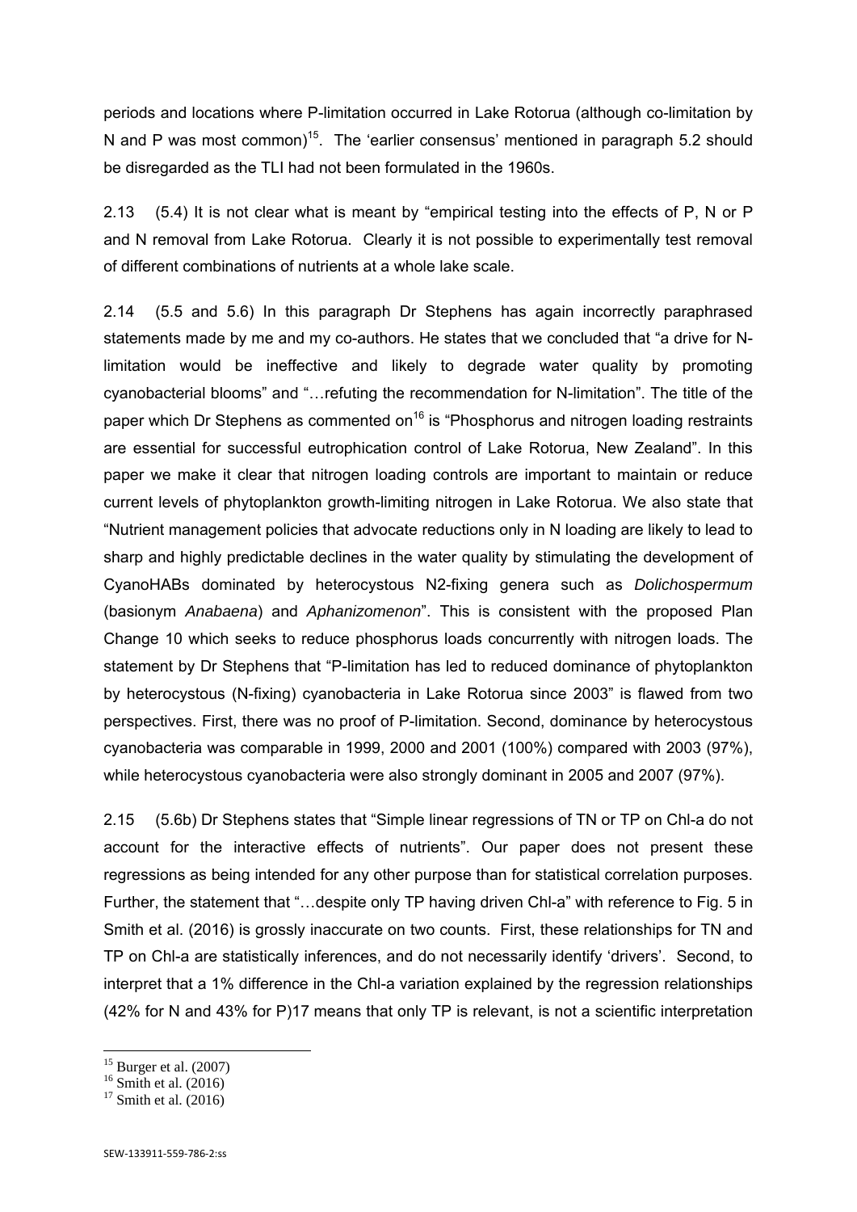periods and locations where P-limitation occurred in Lake Rotorua (although co-limitation by N and P was most common)[15]. The 'earlier consensus' mentioned in paragraph 5.2 should be disregarded as the TLI had not been formulated in the 1960s.

2.13 (5.4) It is not clear what is meant by "empirical testing into the effects of P, N or P and N removal from Lake Rotorua. Clearly it is not possible to experimentally test removal of different combinations of nutrients at a whole lake scale.

2.14 (5.5 and 5.6) In this paragraph Dr Stephens has again incorrectly paraphrased statements made by me and my co-authors. He states that we concluded that "a drive for N-limitation would be ineffective and likely to degrade water quality by promoting cyanobacterial blooms" and "…refuting the recommendation for N-limitation". The title of the paper which Dr Stephens as commented on[16] is "Phosphorus and nitrogen loading restraints are essential for successful eutrophication control of Lake Rotorua, New Zealand". In this paper we make it clear that nitrogen loading controls are important to maintain or reduce current levels of phytoplankton growth-limiting nitrogen in Lake Rotorua. We also state that "Nutrient management policies that advocate reductions only in N loading are likely to lead to sharp and highly predictable declines in the water quality by stimulating the development of CyanoHABs dominated by heterocystous N2-fixing genera such as *Dolichospermum* (basionym *Anabaena*) and *Aphanizomenon*". This is consistent with the proposed Plan Change 10 which seeks to reduce phosphorus loads concurrently with nitrogen loads. The statement by Dr Stephens that "P-limitation has led to reduced dominance of phytoplankton by heterocystous (N-fixing) cyanobacteria in Lake Rotorua since 2003" is flawed from two perspectives. First, there was no proof of P-limitation. Second, dominance by heterocystous cyanobacteria was comparable in 1999, 2000 and 2001 (100%) compared with 2003 (97%), while heterocystous cyanobacteria were also strongly dominant in 2005 and 2007 (97%).

2.15 (5.6b) Dr Stephens states that "Simple linear regressions of TN or TP on Chl-a do not account for the interactive effects of nutrients". Our paper does not present these regressions as being intended for any other purpose than for statistical correlation purposes. Further, the statement that "…despite only TP having driven Chl-a" with reference to Fig. 5 in Smith et al. (2016) is grossly inaccurate on two counts. First, these relationships for TN and TP on Chl-a are statistically inferences, and do not necessarily identify 'drivers'. Second, to interpret that a 1% difference in the Chl-a variation explained by the regression relationships (42% for N and 43% for P)17 means that only TP is relevant, is not a scientific interpretation

[15] Burger et al. (2007)
[16] Smith et al. (2016)
[17] Smith et al. (2016)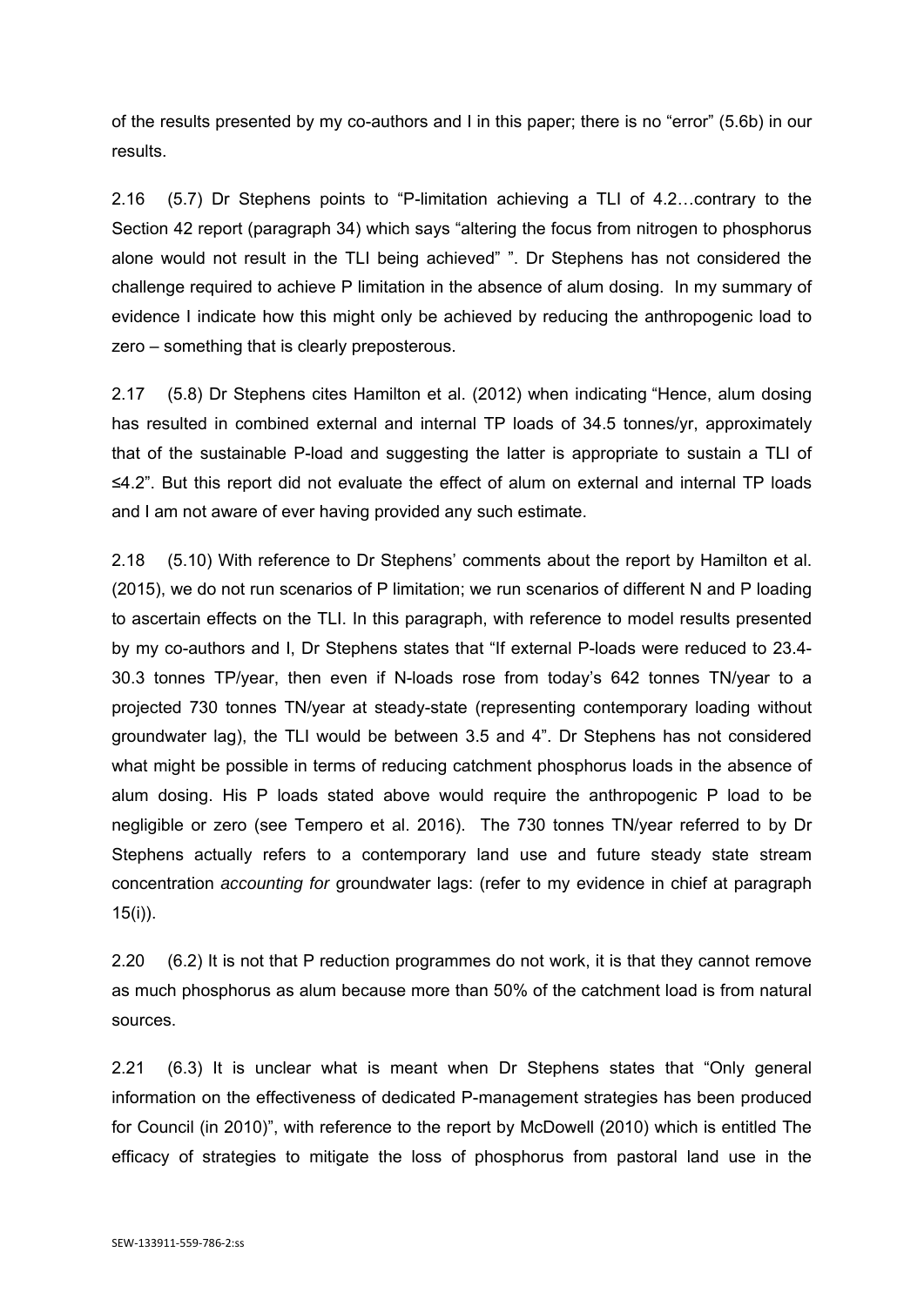of the results presented by my co-authors and I in this paper; there is no "error" (5.6b) in our results.

2.16 (5.7) Dr Stephens points to "P-limitation achieving a TLI of 4.2…contrary to the Section 42 report (paragraph 34) which says "altering the focus from nitrogen to phosphorus alone would not result in the TLI being achieved" ". Dr Stephens has not considered the challenge required to achieve P limitation in the absence of alum dosing. In my summary of evidence I indicate how this might only be achieved by reducing the anthropogenic load to zero – something that is clearly preposterous.

2.17 (5.8) Dr Stephens cites Hamilton et al. (2012) when indicating "Hence, alum dosing has resulted in combined external and internal TP loads of 34.5 tonnes/yr, approximately that of the sustainable P-load and suggesting the latter is appropriate to sustain a TLI of ≤4.2". But this report did not evaluate the effect of alum on external and internal TP loads and I am not aware of ever having provided any such estimate.

2.18 (5.10) With reference to Dr Stephens' comments about the report by Hamilton et al. (2015), we do not run scenarios of P limitation; we run scenarios of different N and P loading to ascertain effects on the TLI. In this paragraph, with reference to model results presented by my co-authors and I, Dr Stephens states that "If external P-loads were reduced to 23.4-30.3 tonnes TP/year, then even if N-loads rose from today's 642 tonnes TN/year to a projected 730 tonnes TN/year at steady-state (representing contemporary loading without groundwater lag), the TLI would be between 3.5 and 4". Dr Stephens has not considered what might be possible in terms of reducing catchment phosphorus loads in the absence of alum dosing. His P loads stated above would require the anthropogenic P load to be negligible or zero (see Tempero et al. 2016). The 730 tonnes TN/year referred to by Dr Stephens actually refers to a contemporary land use and future steady state stream concentration *accounting for* groundwater lags: (refer to my evidence in chief at paragraph 15(i)).

2.20 (6.2) It is not that P reduction programmes do not work, it is that they cannot remove as much phosphorus as alum because more than 50% of the catchment load is from natural sources.

2.21 (6.3) It is unclear what is meant when Dr Stephens states that "Only general information on the effectiveness of dedicated P-management strategies has been produced for Council (in 2010)", with reference to the report by McDowell (2010) which is entitled The efficacy of strategies to mitigate the loss of phosphorus from pastoral land use in the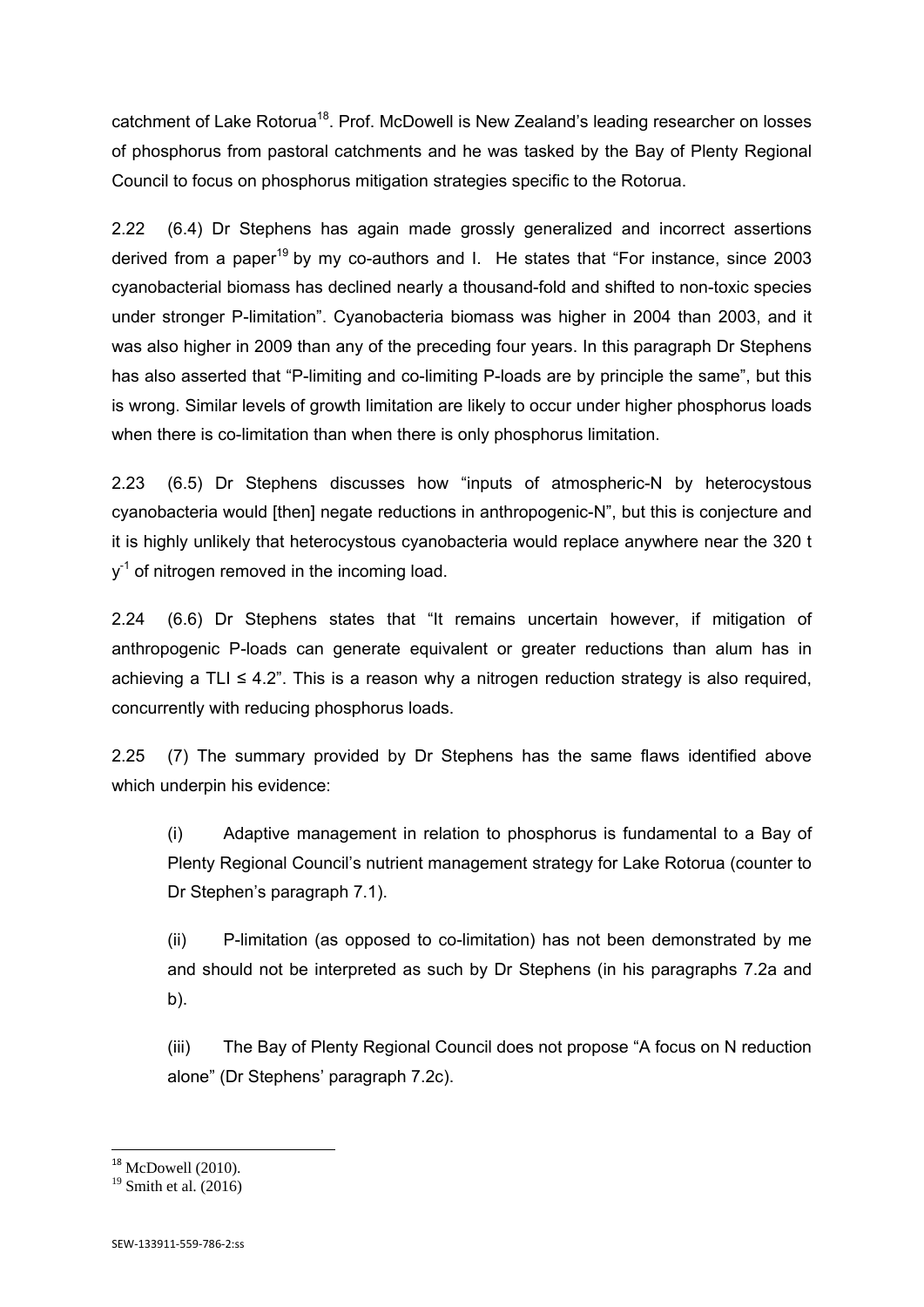catchment of Lake Rotorua[18]. Prof. McDowell is New Zealand's leading researcher on losses of phosphorus from pastoral catchments and he was tasked by the Bay of Plenty Regional Council to focus on phosphorus mitigation strategies specific to the Rotorua.

2.22 (6.4) Dr Stephens has again made grossly generalized and incorrect assertions derived from a paper[19] by my co-authors and I. He states that "For instance, since 2003 cyanobacterial biomass has declined nearly a thousand-fold and shifted to non-toxic species under stronger P-limitation". Cyanobacteria biomass was higher in 2004 than 2003, and it was also higher in 2009 than any of the preceding four years. In this paragraph Dr Stephens has also asserted that "P-limiting and co-limiting P-loads are by principle the same", but this is wrong. Similar levels of growth limitation are likely to occur under higher phosphorus loads when there is co-limitation than when there is only phosphorus limitation.

2.23 (6.5) Dr Stephens discusses how "inputs of atmospheric-N by heterocystous cyanobacteria would [then] negate reductions in anthropogenic-N", but this is conjecture and it is highly unlikely that heterocystous cyanobacteria would replace anywhere near the 320 t $y^{-1}$ of nitrogen removed in the incoming load.

2.24 (6.6) Dr Stephens states that "It remains uncertain however, if mitigation of anthropogenic P-loads can generate equivalent or greater reductions than alum has in achieving a TLI ≤ 4.2". This is a reason why a nitrogen reduction strategy is also required, concurrently with reducing phosphorus loads.

2.25 (7) The summary provided by Dr Stephens has the same flaws identified above which underpin his evidence:

(i) Adaptive management in relation to phosphorus is fundamental to a Bay of Plenty Regional Council's nutrient management strategy for Lake Rotorua (counter to Dr Stephen's paragraph 7.1).

(ii) P-limitation (as opposed to co-limitation) has not been demonstrated by me and should not be interpreted as such by Dr Stephens (in his paragraphs 7.2a and b).

(iii) The Bay of Plenty Regional Council does not propose "A focus on N reduction alone" (Dr Stephens' paragraph 7.2c).

[18] McDowell (2010).

[19] Smith et al. (2016)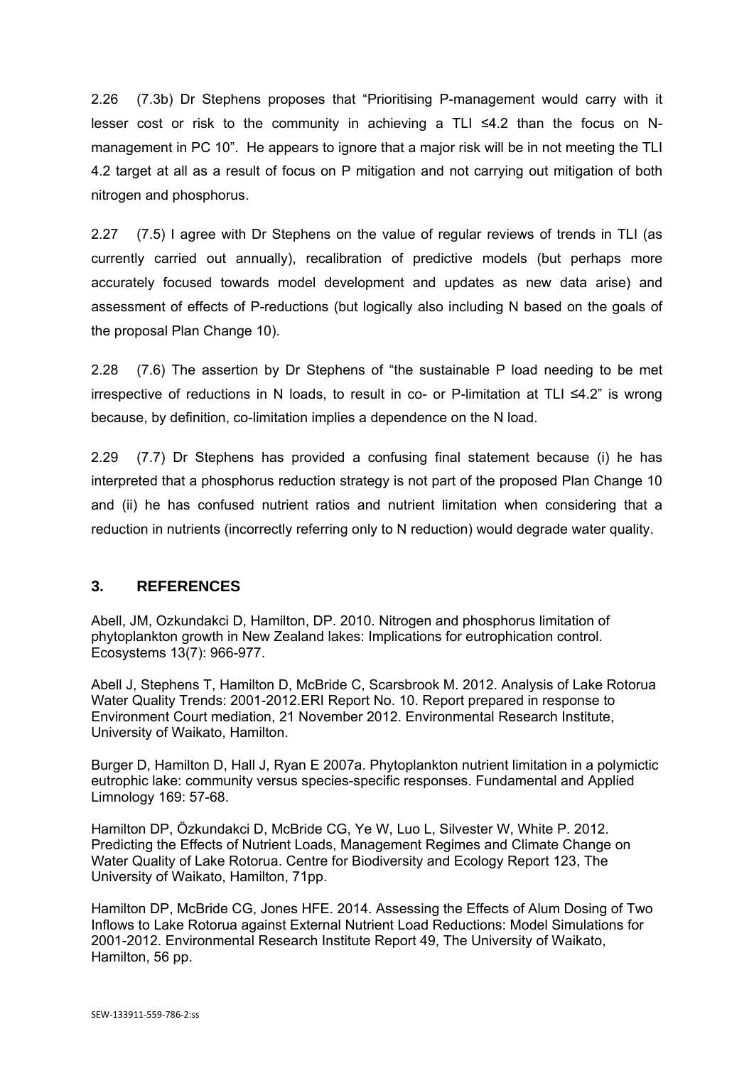2.26 (7.3b) Dr Stephens proposes that "Prioritising P-management would carry with it lesser cost or risk to the community in achieving a TLI ≤4.2 than the focus on N-management in PC 10". He appears to ignore that a major risk will be in not meeting the TLI 4.2 target at all as a result of focus on P mitigation and not carrying out mitigation of both nitrogen and phosphorus.

2.27 (7.5) I agree with Dr Stephens on the value of regular reviews of trends in TLI (as currently carried out annually), recalibration of predictive models (but perhaps more accurately focused towards model development and updates as new data arise) and assessment of effects of P-reductions (but logically also including N based on the goals of the proposal Plan Change 10).

2.28 (7.6) The assertion by Dr Stephens of "the sustainable P load needing to be met irrespective of reductions in N loads, to result in co- or P-limitation at TLI ≤4.2" is wrong because, by definition, co-limitation implies a dependence on the N load.

2.29 (7.7) Dr Stephens has provided a confusing final statement because (i) he has interpreted that a phosphorus reduction strategy is not part of the proposed Plan Change 10 and (ii) he has confused nutrient ratios and nutrient limitation when considering that a reduction in nutrients (incorrectly referring only to N reduction) would degrade water quality.

## 3. REFERENCES

Abell, JM, Ozkundakci D, Hamilton, DP. 2010. Nitrogen and phosphorus limitation of phytoplankton growth in New Zealand lakes: Implications for eutrophication control. Ecosystems 13(7): 966-977.

Abell J, Stephens T, Hamilton D, McBride C, Scarsbrook M. 2012. Analysis of Lake Rotorua Water Quality Trends: 2001-2012.ERI Report No. 10. Report prepared in response to Environment Court mediation, 21 November 2012. Environmental Research Institute, University of Waikato, Hamilton.

Burger D, Hamilton D, Hall J, Ryan E 2007a. Phytoplankton nutrient limitation in a polymictic eutrophic lake: community versus species-specific responses. Fundamental and Applied Limnology 169: 57-68.

Hamilton DP, Özkundakci D, McBride CG, Ye W, Luo L, Silvester W, White P. 2012. Predicting the Effects of Nutrient Loads, Management Regimes and Climate Change on Water Quality of Lake Rotorua. Centre for Biodiversity and Ecology Report 123, The University of Waikato, Hamilton, 71pp.

Hamilton DP, McBride CG, Jones HFE. 2014. Assessing the Effects of Alum Dosing of Two Inflows to Lake Rotorua against External Nutrient Load Reductions: Model Simulations for 2001-2012. Environmental Research Institute Report 49, The University of Waikato, Hamilton, 56 pp.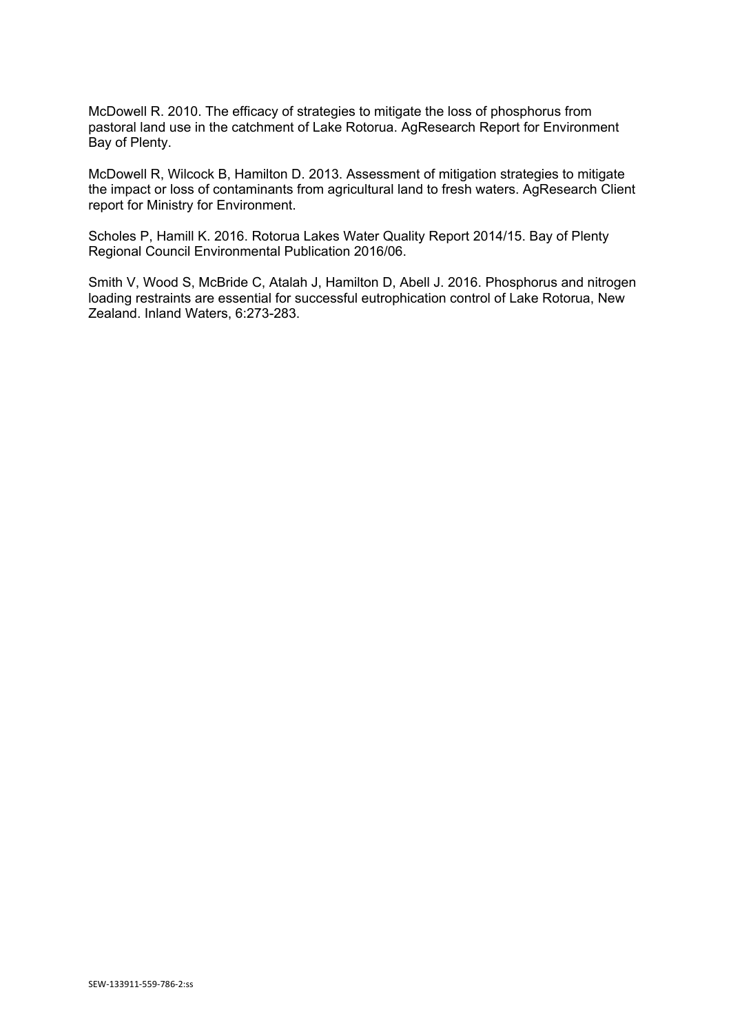McDowell R. 2010. The efficacy of strategies to mitigate the loss of phosphorus from pastoral land use in the catchment of Lake Rotorua. AgResearch Report for Environment Bay of Plenty.

McDowell R, Wilcock B, Hamilton D. 2013. Assessment of mitigation strategies to mitigate the impact or loss of contaminants from agricultural land to fresh waters. AgResearch Client report for Ministry for Environment.

Scholes P, Hamill K. 2016. Rotorua Lakes Water Quality Report 2014/15. Bay of Plenty Regional Council Environmental Publication 2016/06.

Smith V, Wood S, McBride C, Atalah J, Hamilton D, Abell J. 2016. Phosphorus and nitrogen loading restraints are essential for successful eutrophication control of Lake Rotorua, New Zealand. Inland Waters, 6:273-283.